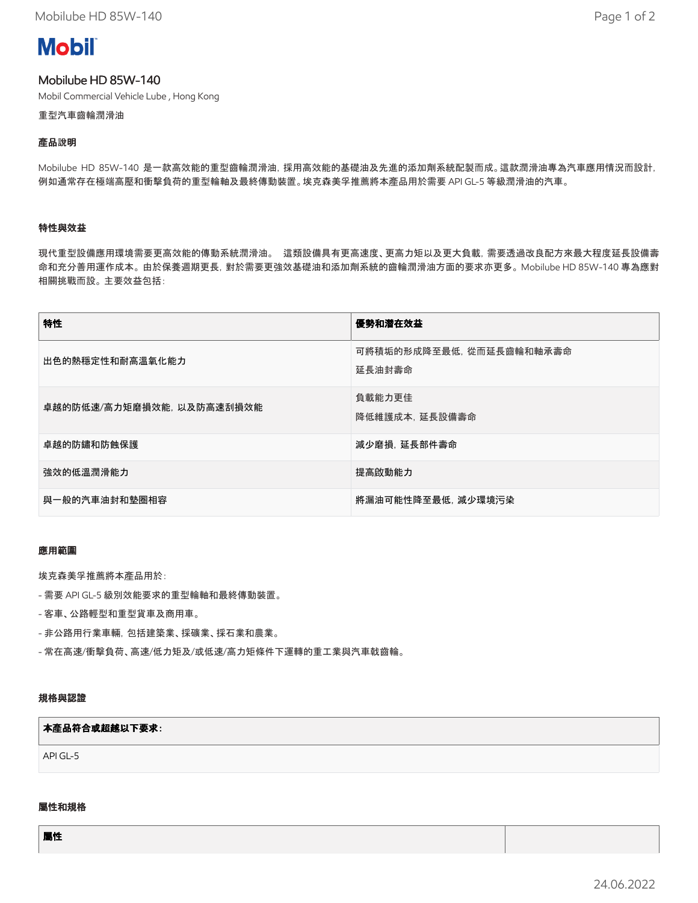# Mobilube HD 85W-140

Mobil Commercial Vehicle Lube , Hong Kong

重型汽車齒輪潤滑油

## 產品說明

Mobilube HD 85W-140 是一款高效能的重型齒輪潤滑油，採用高效能的基礎油及先進的添加劑系統配製而成。這款潤滑油專為汽車應用情況而設計，例如通常存在極端高壓和衝擊負荷的重型輪軸及最終傳動裝置。埃克森美孚推薦將本產品用於需要 API GL-5 等級潤滑油的汽車。

## 特性與效益

現代重型設備應用環境需要更高效能的傳動系統潤滑油。 這類設備具有更高速度、更高力矩以及更大負載，需要透過改良配方來最大程度延長設備壽命和充分善用運作成本。由於保養週期更長，對於需要更強效基礎油和添加劑系統的齒輪潤滑油方面的要求亦更多。Mobilube HD 85W-140 專為應對相關挑戰而設。主要效益包括：

| 特性 | 優勢和潛在效益 |
| --- | --- |
| 出色的熱穩定性和耐高溫氧化能力 | 可將積垢的形成降至最低，從而延長齒輪和軸承壽命<br>延長油封壽命 |
| 卓越的防低速/高力矩磨損效能，以及防高速刮損效能 | 負載能力更佳<br>降低維護成本，延長設備壽命 |
| 卓越的防鏽和防蝕保護 | 減少磨損，延長部件壽命 |
| 強效的低溫潤滑能力 | 提高啟動能力 |
| 與一般的汽車油封和墊圈相容 | 將漏油可能性降至最低，減少環境污染 |

## 應用範圍

埃克森美孚推薦將本產品用於：

- 需要 API GL-5 級別效能要求的重型輪軸和最終傳動裝置。
- 客車、公路輕型和重型貨車及商用車。
- 非公路用行業車輛，包括建築業、採礦業、採石業和農業。
- 常在高速/衝擊負荷、高速/低力矩及/或低速/高力矩條件下運轉的重工業與汽車軚齒輪。

## 規格與認證

| 本產品符合或超越以下要求： |
| --- |
| API GL-5 |

## 屬性和規格

| 屬性 | |
| --- | --- |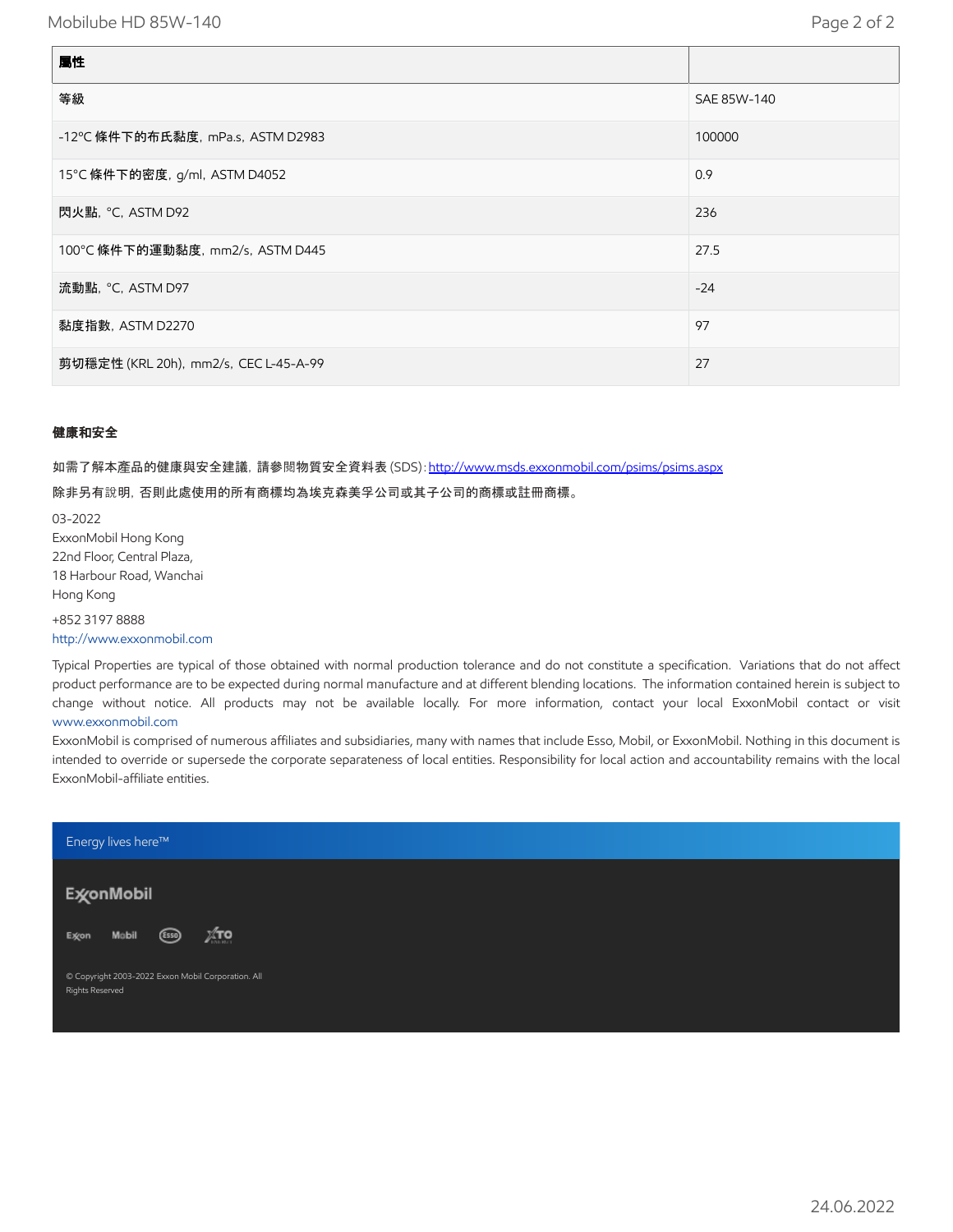| 屬性 | |
|---|---|
| 等級 | SAE 85W-140 |
| -12ºC 條件下的布氏黏度, mPa.s, ASTM D2983 | 100000 |
| 15°C 條件下的密度, g/ml, ASTM D4052 | 0.9 |
| 閃火點, °C, ASTM D92 | 236 |
| 100°C 條件下的運動黏度, mm2/s, ASTM D445 | 27.5 |
| 流動點, °C, ASTM D97 | -24 |
| 黏度指數, ASTM D2270 | 97 |
| 剪切穩定性 (KRL 20h), mm2/s, CEC L-45-A-99 | 27 |

### 健康和安全

如需了解本產品的健康與安全建議，請參閱物質安全資料表 (SDS): http://www.msds.exxonmobil.com/psims/psims.aspx

除非另有說明，否則此處使用的所有商標均為埃克森美孚公司或其子公司的商標或註冊商標。

03-2022
ExxonMobil Hong Kong
22nd Floor, Central Plaza,
18 Harbour Road, Wanchai
Hong Kong

+852 3197 8888
http://www.exxonmobil.com

Typical Properties are typical of those obtained with normal production tolerance and do not constitute a specification. Variations that do not affect product performance are to be expected during normal manufacture and at different blending locations. The information contained herein is subject to change without notice. All products may not be available locally. For more information, contact your local ExxonMobil contact or visit www.exxonmobil.com

ExxonMobil is comprised of numerous affiliates and subsidiaries, many with names that include Esso, Mobil, or ExxonMobil. Nothing in this document is intended to override or supersede the corporate separateness of local entities. Responsibility for local action and accountability remains with the local ExxonMobil-affiliate entities.

Energy lives here™

ExxonMobil

Exxon Mobil Esso XTO

© Copyright 2003-2022 Exxon Mobil Corporation. All Rights Reserved

24.06.2022